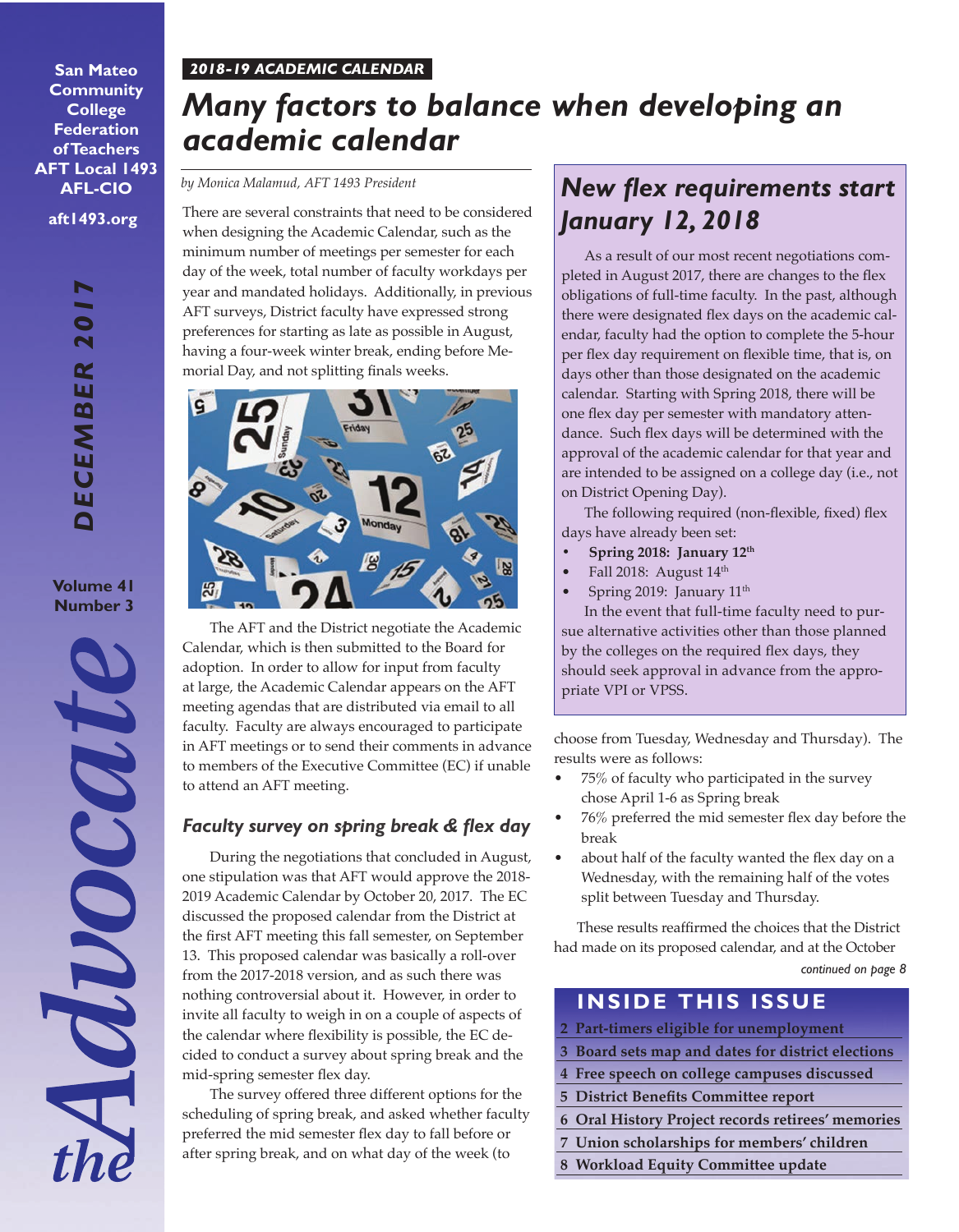San Mateo Community College Federation of Teachers
AFT Local 1493
AFL-CIO
aft1493.org

DECEMBER 2017

Volume 41
Number 3

# the Advocate

*2018-19 ACADEMIC CALENDAR*

## *Many factors to balance when developing an academic calendar*

*by Monica Malamud, AFT 1493 President*

There are several constraints that need to be considered when designing the Academic Calendar, such as the minimum number of meetings per semester for each day of the week, total number of faculty workdays per year and mandated holidays. Additionally, in previous AFT surveys, District faculty have expressed strong preferences for starting as late as possible in August, having a four-week winter break, ending before Memorial Day, and not splitting finals weeks.

The AFT and the District negotiate the Academic Calendar, which is then submitted to the Board for adoption. In order to allow for input from faculty at large, the Academic Calendar appears on the AFT meeting agendas that are distributed via email to all faculty. Faculty are always encouraged to participate in AFT meetings or to send their comments in advance to members of the Executive Committee (EC) if unable to attend an AFT meeting.

### *Faculty survey on spring break & flex day*

During the negotiations that concluded in August, one stipulation was that AFT would approve the 2018-2019 Academic Calendar by October 20, 2017. The EC discussed the proposed calendar from the District at the first AFT meeting this fall semester, on September 13. This proposed calendar was basically a roll-over from the 2017-2018 version, and as such there was nothing controversial about it. However, in order to invite all faculty to weigh in on a couple of aspects of the calendar where flexibility is possible, the EC decided to conduct a survey about spring break and the mid-spring semester flex day.

The survey offered three different options for the scheduling of spring break, and asked whether faculty preferred the mid semester flex day to fall before or after spring break, and on what day of the week (to choose from Tuesday, Wednesday and Thursday). The results were as follows:

- 75% of faculty who participated in the survey chose April 1-6 as Spring break
- 76% preferred the mid semester flex day before the break
- about half of the faculty wanted the flex day on a Wednesday, with the remaining half of the votes split between Tuesday and Thursday.

These results reaffirmed the choices that the District had made on its proposed calendar, and at the October

*continued on page 8*

## *New flex requirements start January 12, 2018*

As a result of our most recent negotiations completed in August 2017, there are changes to the flex obligations of full-time faculty. In the past, although there were designated flex days on the academic calendar, faculty had the option to complete the 5-hour per flex day requirement on flexible time, that is, on days other than those designated on the academic calendar. Starting with Spring 2018, there will be one flex day per semester with mandatory attendance. Such flex days will be determined with the approval of the academic calendar for that year and are intended to be assigned on a college day (i.e., not on District Opening Day).

The following required (non-flexible, fixed) flex days have already been set:

- **Spring 2018: January 12th**
- Fall 2018: August 14th
- Spring 2019: January 11th

In the event that full-time faculty need to pursue alternative activities other than those planned by the colleges on the required flex days, they should seek approval in advance from the appropriate VPI or VPSS.

## INSIDE THIS ISSUE

- 2 Part-timers eligible for unemployment
- 3 Board sets map and dates for district elections
- 4 Free speech on college campuses discussed
- 5 District Benefits Committee report
- 6 Oral History Project records retirees' memories
- 7 Union scholarships for members' children
- 8 Workload Equity Committee update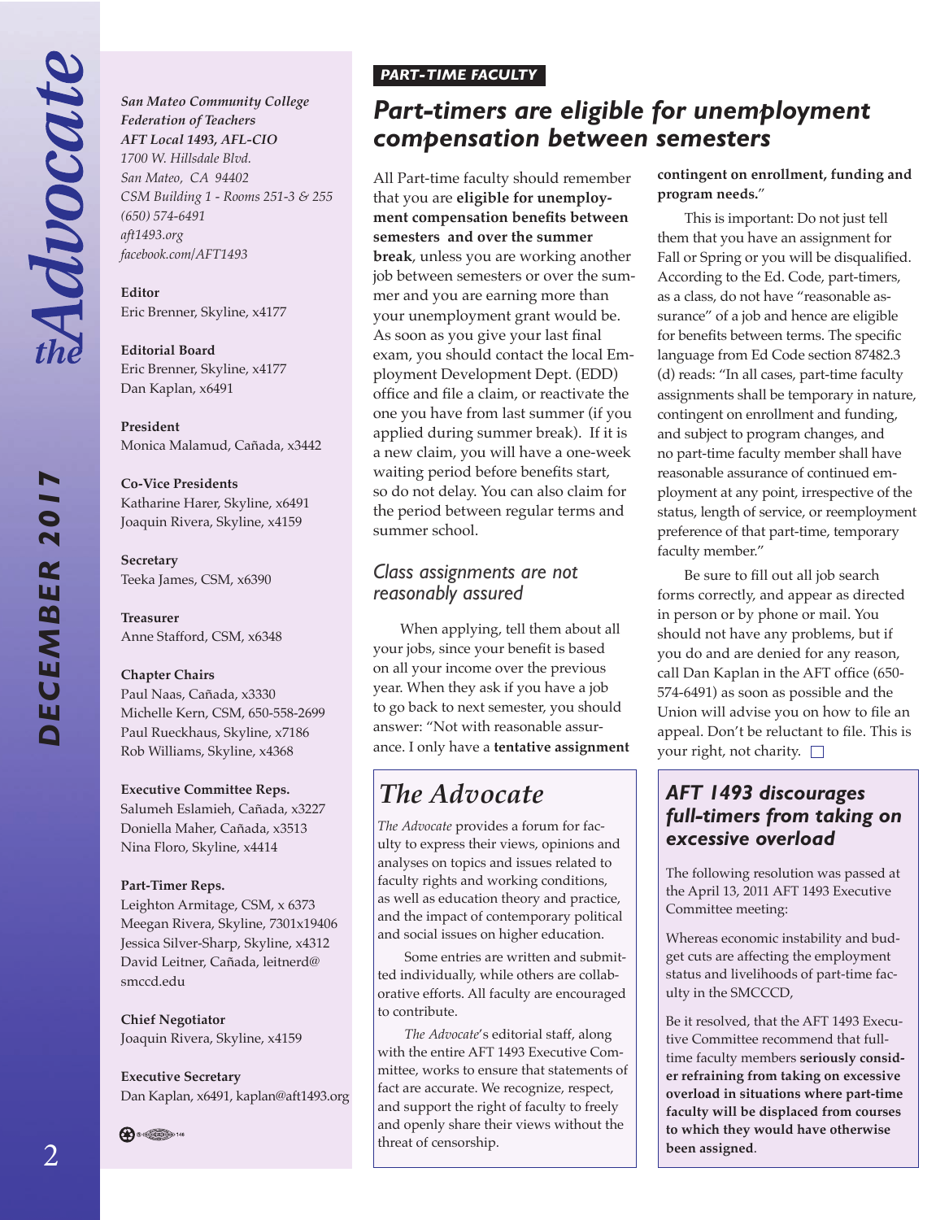*San Mateo Community College Federation of Teachers*
*AFT Local 1493, AFL-CIO*
*1700 W. Hillsdale Blvd.*
*San Mateo, CA 94402*
*CSM Building 1 - Rooms 251-3 & 255*
*(650) 574-6491*
*aft1493.org*
*facebook.com/AFT1493*

**Editor**
Eric Brenner, Skyline, x4177

**Editorial Board**
Eric Brenner, Skyline, x4177
Dan Kaplan, x6491

**President**
Monica Malamud, Cañada, x3442

**Co-Vice Presidents**
Katharine Harer, Skyline, x6491
Joaquin Rivera, Skyline, x4159

**Secretary**
Teeka James, CSM, x6390

**Treasurer**
Anne Stafford, CSM, x6348

**Chapter Chairs**
Paul Naas, Cañada, x3330
Michelle Kern, CSM, 650-558-2699
Paul Rueckhaus, Skyline, x7186
Rob Williams, Skyline, x4368

**Executive Committee Reps.**
Salumeh Eslamieh, Cañada, x3227
Doniella Maher, Cañada, x3513
Nina Floro, Skyline, x4414

**Part-Timer Reps.**
Leighton Armitage, CSM, x 6373
Meegan Rivera, Skyline, 7301x19406
Jessica Silver-Sharp, Skyline, x4312
David Leitner, Cañada, leitnerd@smccd.edu

**Chief Negotiator**
Joaquin Rivera, Skyline, x4159

**Executive Secretary**
Dan Kaplan, x6491, kaplan@aft1493.org

**PART-TIME FACULTY**

# Part-timers are eligible for unemployment compensation between semesters

All Part-time faculty should remember that you are **eligible for unemployment compensation benefits between semesters and over the summer break**, unless you are working another job between semesters or over the summer and you are earning more than your unemployment grant would be. As soon as you give your last final exam, you should contact the local Employment Development Dept. (EDD) office and file a claim, or reactivate the one you have from last summer (if you applied during summer break). If it is a new claim, you will have a one-week waiting period before benefits start, so do not delay. You can also claim for the period between regular terms and summer school.

## Class assignments are not reasonably assured

When applying, tell them about all your jobs, since your benefit is based on all your income over the previous year. When they ask if you have a job to go back to next semester, you should answer: "Not with reasonable assurance. I only have a **tentative assignment contingent on enrollment, funding and program needs.**"

This is important: Do not just tell them that you have an assignment for Fall or Spring or you will be disqualified. According to the Ed. Code, part-timers, as a class, do not have "reasonable assurance" of a job and hence are eligible for benefits between terms. The specific language from Ed Code section 87482.3 (d) reads: "In all cases, part-time faculty assignments shall be temporary in nature, contingent on enrollment and funding, and subject to program changes, and no part-time faculty member shall have reasonable assurance of continued employment at any point, irrespective of the status, length of service, or reemployment preference of that part-time, temporary faculty member."

Be sure to fill out all job search forms correctly, and appear as directed in person or by phone or mail. You should not have any problems, but if you do and are denied for any reason, call Dan Kaplan in the AFT office (650-574-6491) as soon as possible and the Union will advise you on how to file an appeal. Don't be reluctant to file. This is your right, not charity.

## The Advocate

*The Advocate* provides a forum for faculty to express their views, opinions and analyses on topics and issues related to faculty rights and working conditions, as well as education theory and practice, and the impact of contemporary political and social issues on higher education.

Some entries are written and submitted individually, while others are collaborative efforts. All faculty are encouraged to contribute.

*The Advocate*'s editorial staff, along with the entire AFT 1493 Executive Committee, works to ensure that statements of fact are accurate. We recognize, respect, and support the right of faculty to freely and openly share their views without the threat of censorship.

## AFT 1493 discourages full-timers from taking on excessive overload

The following resolution was passed at the April 13, 2011 AFT 1493 Executive Committee meeting:

Whereas economic instability and budget cuts are affecting the employment status and livelihoods of part-time faculty in the SMCCCD,

Be it resolved, that the AFT 1493 Executive Committee recommend that full-time faculty members **seriously consider refraining from taking on excessive overload in situations where part-time faculty will be displaced from courses to which they would have otherwise been assigned**.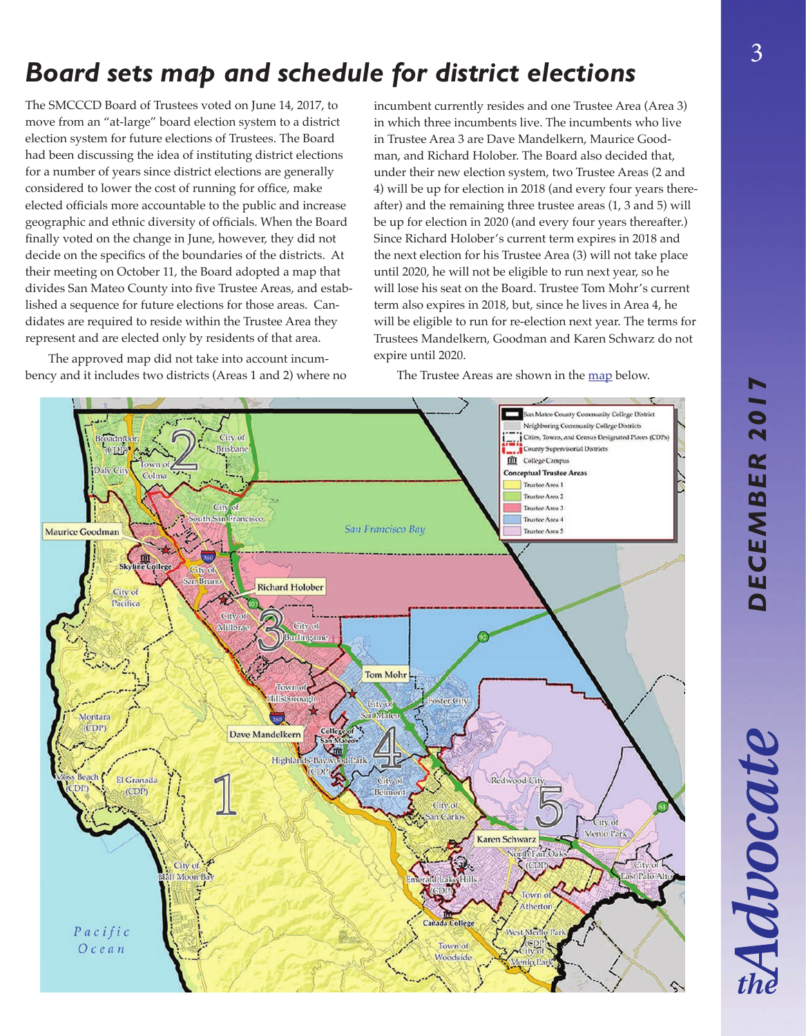# Board sets map and schedule for district elections

The SMCCCD Board of Trustees voted on June 14, 2017, to move from an "at-large" board election system to a district election system for future elections of Trustees. The Board had been discussing the idea of instituting district elections for a number of years since district elections are generally considered to lower the cost of running for office, make elected officials more accountable to the public and increase geographic and ethnic diversity of officials. When the Board finally voted on the change in June, however, they did not decide on the specifics of the boundaries of the districts. At their meeting on October 11, the Board adopted a map that divides San Mateo County into five Trustee Areas, and established a sequence for future elections for those areas. Candidates are required to reside within the Trustee Area they represent and are elected only by residents of that area.

The approved map did not take into account incumbency and it includes two districts (Areas 1 and 2) where no incumbent currently resides and one Trustee Area (Area 3) in which three incumbents live. The incumbents who live in Trustee Area 3 are Dave Mandelkern, Maurice Goodman, and Richard Holober. The Board also decided that, under their new election system, two Trustee Areas (2 and 4) will be up for election in 2018 (and every four years thereafter) and the remaining three trustee areas (1, 3 and 5) will be up for election in 2020 (and every four years thereafter.) Since Richard Holober's current term expires in 2018 and the next election for his Trustee Area (3) will not take place until 2020, he will not be eligible to run next year, so he will lose his seat on the Board. Trustee Tom Mohr's current term also expires in 2018, but, since he lives in Area 4, he will be eligible to run for re-election next year. The terms for Trustees Mandelkern, Goodman and Karen Schwarz do not expire until 2020.

The Trustee Areas are shown in the map below.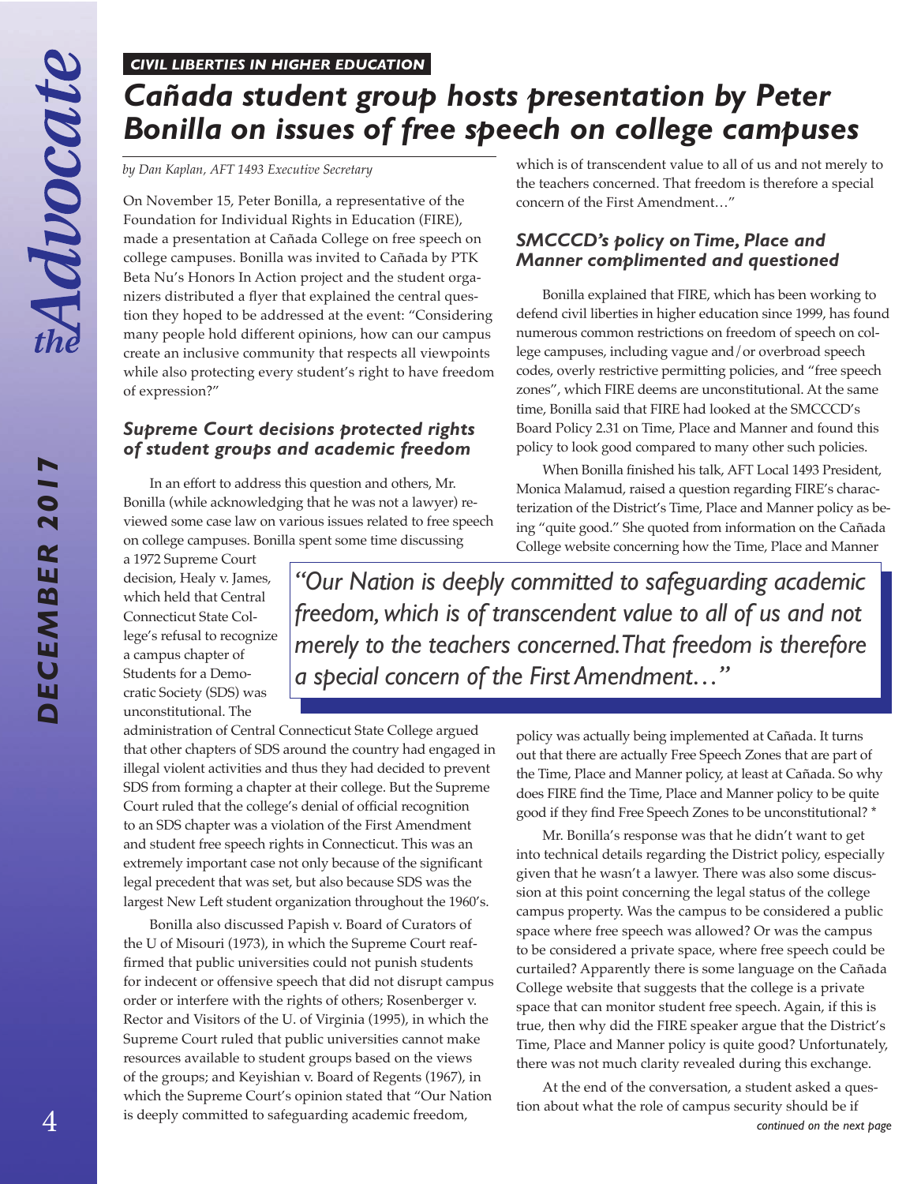*CIVIL LIBERTIES IN HIGHER EDUCATION*

# Cañada student group hosts presentation by Peter Bonilla on issues of free speech on college campuses

*by Dan Kaplan, AFT 1493 Executive Secretary*

On November 15, Peter Bonilla, a representative of the Foundation for Individual Rights in Education (FIRE), made a presentation at Cañada College on free speech on college campuses. Bonilla was invited to Cañada by PTK Beta Nu's Honors In Action project and the student organizers distributed a flyer that explained the central question they hoped to be addressed at the event: "Considering many people hold different opinions, how can our campus create an inclusive community that respects all viewpoints while also protecting every student's right to have freedom of expression?"

## *Supreme Court decisions protected rights of student groups and academic freedom*

In an effort to address this question and others, Mr. Bonilla (while acknowledging that he was not a lawyer) reviewed some case law on various issues related to free speech on college campuses. Bonilla spent some time discussing a 1972 Supreme Court decision, Healy v. James, which held that Central Connecticut State College's refusal to recognize a campus chapter of Students for a Democratic Society (SDS) was unconstitutional. The administration of Central Connecticut State College argued that other chapters of SDS around the country had engaged in illegal violent activities and thus they had decided to prevent SDS from forming a chapter at their college. But the Supreme Court ruled that the college's denial of official recognition to an SDS chapter was a violation of the First Amendment and student free speech rights in Connecticut. This was an extremely important case not only because of the significant legal precedent that was set, but also because SDS was the largest New Left student organization throughout the 1960's.

Bonilla also discussed Papish v. Board of Curators of the U of Misouri (1973), in which the Supreme Court reaffirmed that public universities could not punish students for indecent or offensive speech that did not disrupt campus order or interfere with the rights of others; Rosenberger v. Rector and Visitors of the U. of Virginia (1995), in which the Supreme Court ruled that public universities cannot make resources available to student groups based on the views of the groups; and Keyishian v. Board of Regents (1967), in which the Supreme Court's opinion stated that "Our Nation is deeply committed to safeguarding academic freedom, which is of transcendent value to all of us and not merely to the teachers concerned. That freedom is therefore a special concern of the First Amendment…"

> *"Our Nation is deeply committed to safeguarding academic freedom, which is of transcendent value to all of us and not merely to the teachers concerned. That freedom is therefore a special concern of the First Amendment…"*

## *SMCCCD's policy on Time, Place and Manner complimented and questioned*

Bonilla explained that FIRE, which has been working to defend civil liberties in higher education since 1999, has found numerous common restrictions on freedom of speech on college campuses, including vague and/or overbroad speech codes, overly restrictive permitting policies, and "free speech zones", which FIRE deems are unconstitutional. At the same time, Bonilla said that FIRE had looked at the SMCCCD's Board Policy 2.31 on Time, Place and Manner and found this policy to look good compared to many other such policies.

When Bonilla finished his talk, AFT 1493 President, Monica Malamud, raised a question regarding FIRE's characterization of the District's Time, Place and Manner policy as being "quite good." She quoted from information on the Cañada College website concerning how the Time, Place and Manner policy was actually being implemented at Cañada. It turns out that there are actually Free Speech Zones that are part of the Time, Place and Manner policy, at least at Cañada. So why does FIRE find the Time, Place and Manner policy to be quite good if they find Free Speech Zones to be unconstitutional? *

Mr. Bonilla's response was that he didn't want to get into technical details regarding the District policy, especially given that he wasn't a lawyer. There was also some discussion at this point concerning the legal status of the college campus property. Was the campus to be considered a public space where free speech was allowed? Or was the campus to be considered a private space, where free speech could be curtailed? Apparently there is some language on the Cañada College website that suggests that the college is a private space that can monitor student free speech. Again, if this is true, then why did the FIRE speaker argue that the District's Time, Place and Manner policy is quite good? Unfortunately, there was not much clarity revealed during this exchange.

At the end of the conversation, a student asked a question about what the role of campus security should be if

*continued on the next page*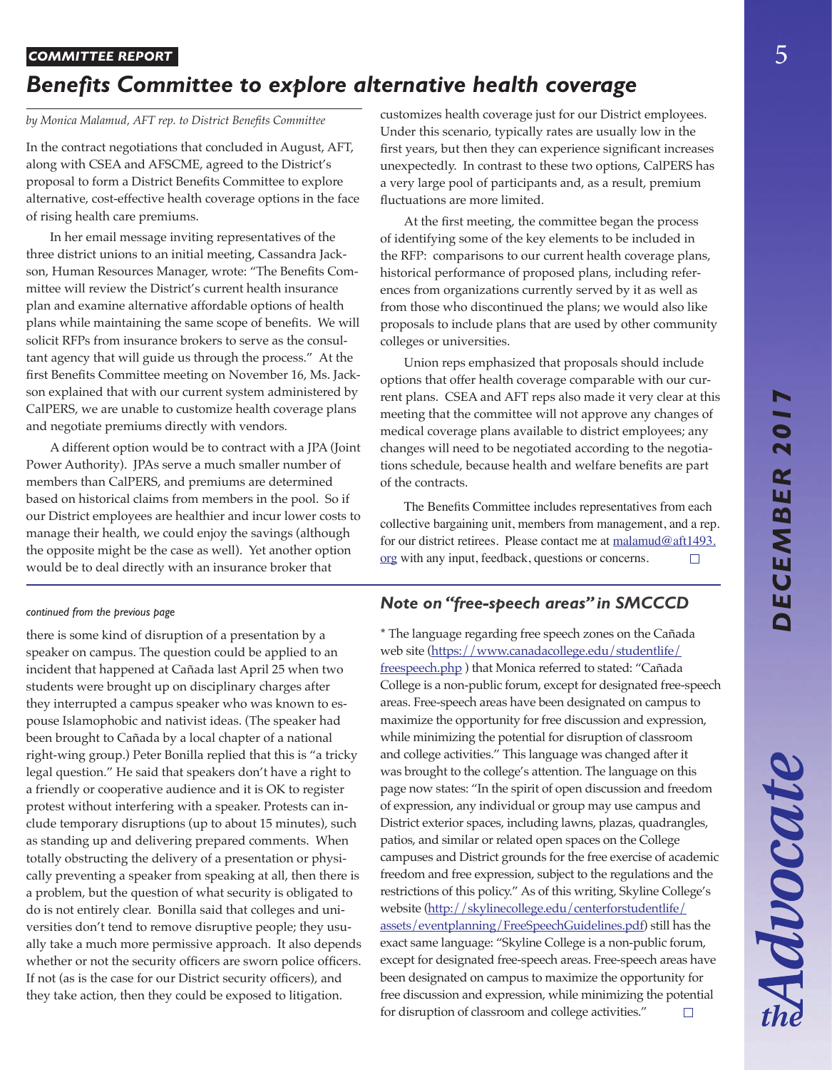**COMMITTEE REPORT**

# *Benefits Committee to explore alternative health coverage*

*by Monica Malamud, AFT rep. to District Benefits Committee*

In the contract negotiations that concluded in August, AFT, along with CSEA and AFSCME, agreed to the District's proposal to form a District Benefits Committee to explore alternative, cost-effective health coverage options in the face of rising health care premiums.

In her email message inviting representatives of the three district unions to an initial meeting, Cassandra Jackson, Human Resources Manager, wrote: "The Benefits Committee will review the District's current health insurance plan and examine alternative affordable options of health plans while maintaining the same scope of benefits. We will solicit RFPs from insurance brokers to serve as the consultant agency that will guide us through the process." At the first Benefits Committee meeting on November 16, Ms. Jackson explained that with our current system administered by CalPERS, we are unable to customize health coverage plans and negotiate premiums directly with vendors.

A different option would be to contract with a JPA (Joint Power Authority). JPAs serve a much smaller number of members than CalPERS, and premiums are determined based on historical claims from members in the pool. So if our District employees are healthier and incur lower costs to manage their health, we could enjoy the savings (although the opposite might be the case as well). Yet another option would be to deal directly with an insurance broker that customizes health coverage just for our District employees. Under this scenario, typically rates are usually low in the first years, but then they can experience significant increases unexpectedly. In contrast to these two options, CalPERS has a very large pool of participants and, as a result, premium fluctuations are more limited.

At the first meeting, the committee began the process of identifying some of the key elements to be included in the RFP: comparisons to our current health coverage plans, historical performance of proposed plans, including references from organizations currently served by it as well as from those who discontinued the plans; we would also like proposals to include plans that are used by other community colleges or universities.

Union reps emphasized that proposals should include options that offer health coverage comparable with our current plans. CSEA and AFT reps also made it very clear at this meeting that the committee will not approve any changes of medical coverage plans available to district employees; any changes will need to be negotiated according to the negotiations schedule, because health and welfare benefits are part of the contracts.

The Benefits Committee includes representatives from each collective bargaining unit, members from management, and a rep. for our district retirees. Please contact me at malamud@aft1493.org with any input, feedback, questions or concerns. □

---

*continued from the previous page*

there is some kind of disruption of a presentation by a speaker on campus. The question could be applied to an incident that happened at Cañada last April 25 when two students were brought up on disciplinary charges after they interrupted a campus speaker who was known to espouse Islamophobic and nativist ideas. (The speaker had been brought to Cañada by a local chapter of a national right-wing group.) Peter Bonilla replied that this is "a tricky legal question." He said that speakers don't have a right to a friendly or cooperative audience and it is OK to register protest without interfering with a speaker. Protests can include temporary disruptions (up to about 15 minutes), such as standing up and delivering prepared comments. When totally obstructing the delivery of a presentation or physically preventing a speaker from speaking at all, then there is a problem, but the question of what security is obligated to do is not entirely clear. Bonilla said that colleges and universities don't tend to remove disruptive people; they usually take a much more permissive approach. It also depends whether or not the security officers are sworn police officers. If not (as is the case for our District security officers), and they take action, then they could be exposed to litigation.

## *Note on "free-speech areas" in SMCCCD*

* The language regarding free speech zones on the Cañada web site (https://www.canadacollege.edu/studentlife/freespeech.php ) that Monica referred to stated: "Cañada College is a non-public forum, except for designated free-speech areas. Free-speech areas have been designated on campus to maximize the opportunity for free discussion and expression, while minimizing the potential for disruption of classroom and college activities." This language was changed after it was brought to the college's attention. The language on this page now states: "In the spirit of open discussion and freedom of expression, any individual or group may use campus and District exterior spaces, including lawns, plazas, quadrangles, patios, and similar or related open spaces on the College campuses and District grounds for the free exercise of academic freedom and free expression, subject to the regulations and the restrictions of this policy." As of this writing, Skyline College's website (http://skylinecollege.edu/centerforstudentlife/assets/eventplanning/FreeSpeechGuidelines.pdf) still has the exact same language: "Skyline College is a non-public forum, except for designated free-speech areas. Free-speech areas have been designated on campus to maximize the opportunity for free discussion and expression, while minimizing the potential for disruption of classroom and college activities." □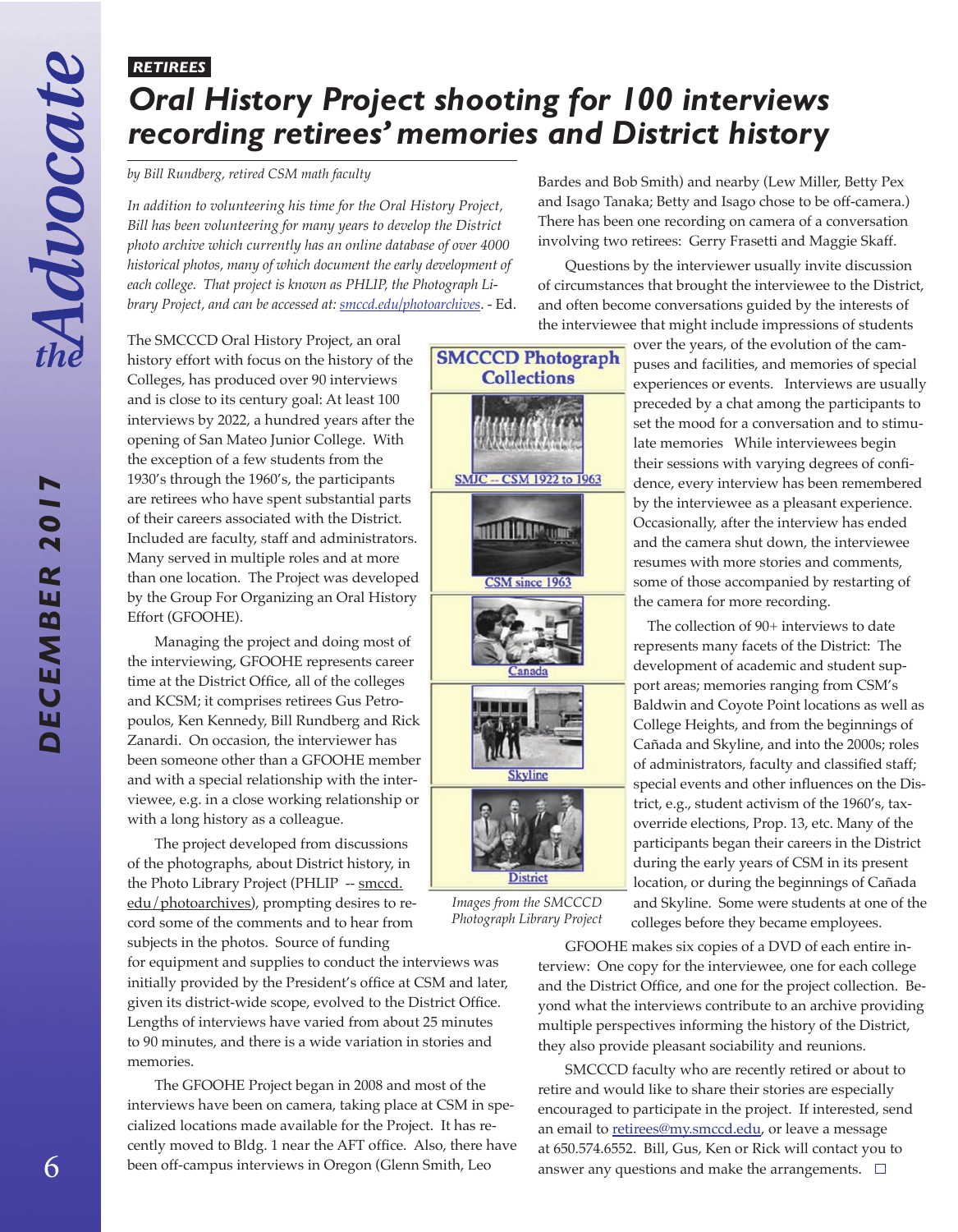*RETIREES*

# *Oral History Project shooting for 100 interviews recording retirees' memories and District history*

*by Bill Rundberg, retired CSM math faculty*

*In addition to volunteering his time for the Oral History Project, Bill has been volunteering for many years to develop the District photo archive which currently has an online database of over 4000 historical photos, many of which document the early development of each college. That project is known as PHLIP, the Photograph Library Project, and can be accessed at: smccd.edu/photoarchives. - Ed.*

The SMCCCD Oral History Project, an oral history effort with focus on the history of the Colleges, has produced over 90 interviews and is close to its century goal: At least 100 interviews by 2022, a hundred years after the opening of San Mateo Junior College. With the exception of a few students from the 1930's through the 1960's, the participants are retirees who have spent substantial parts of their careers associated with the District. Included are faculty, staff and administrators. Many served in multiple roles and at more than one location. The Project was developed by the Group For Organizing an Oral History Effort (GFOOHE).

Managing the project and doing most of the interviewing, GFOOHE represents career time at the District Office, all of the colleges and KCSM; it comprises retirees Gus Petropoulos, Ken Kennedy, Bill Rundberg and Rick Zanardi. On occasion, the interviewer has been someone other than a GFOOHE member and with a special relationship with the interviewee, e.g. in a close working relationship or with a long history as a colleague.

The project developed from discussions of the photographs, about District history, in the Photo Library Project (PHLIP -- smccd.edu/photoarchives), prompting desires to record some of the comments and to hear from subjects in the photos. Source of funding for equipment and supplies to conduct the interviews was initially provided by the President's office at CSM and later, given its district-wide scope, evolved to the District Office. Lengths of interviews have varied from about 25 minutes to 90 minutes, and there is a wide variation in stories and memories.

The GFOOHE Project began in 2008 and most of the interviews have been on camera, taking place at CSM in specialized locations made available for the Project. It has recently moved to Bldg. 1 near the AFT office. Also, there have been off-campus interviews in Oregon (Glenn Smith, Leo Bardes and Bob Smith) and nearby (Lew Miller, Betty Pex and Isago Tanaka; Betty and Isago chose to be off-camera.) There has been one recording on camera of a conversation involving two retirees: Gerry Frasetti and Maggie Skaff.

Questions by the interviewer usually invite discussion of circumstances that brought the interviewee to the District, and often become conversations guided by the interests of the interviewee that might include impressions of students over the years, of the evolution of the campuses and facilities, and memories of special experiences or events. Interviews are usually preceded by a chat among the participants to set the mood for a conversation and to stimulate memories While interviewees begin their sessions with varying degrees of confidence, every interview has been remembered by the interviewee as a pleasant experience. Occasionally, after the interview has ended and the camera shut down, the interviewee resumes with more stories and comments, some of those accompanied by restarting of the camera for more recording.

**SMCCCD Photograph Collections**

SMJC -- CSM 1922 to 1963

CSM since 1963

Canada

Skyline

District

*Images from the SMCCCD Photograph Library Project*

The collection of 90+ interviews to date represents many facets of the District: The development of academic and student support areas; memories ranging from CSM's Baldwin and Coyote Point locations as well as College Heights, and from the beginnings of Cañada and Skyline, and into the 2000s; roles of administrators, faculty and classified staff; special events and other influences on the District, e.g., student activism of the 1960's, tax-override elections, Prop. 13, etc. Many of the participants began their careers in the District during the early years of CSM in its present location, or during the beginnings of Cañada and Skyline. Some were students at one of the colleges before they became employees.

GFOOHE makes six copies of a DVD of each entire interview: One copy for the interviewee, one for each college and the District Office, and one for the project collection. Beyond what the interviews contribute to an archive providing multiple perspectives informing the history of the District, they also provide pleasant sociability and reunions.

SMCCCD faculty who are recently retired or about to retire and would like to share their stories are especially encouraged to participate in the project. If interested, send an email to retirees@my.smccd.edu, or leave a message at 650.574.6552. Bill, Gus, Ken or Rick will contact you to answer any questions and make the arrangements. □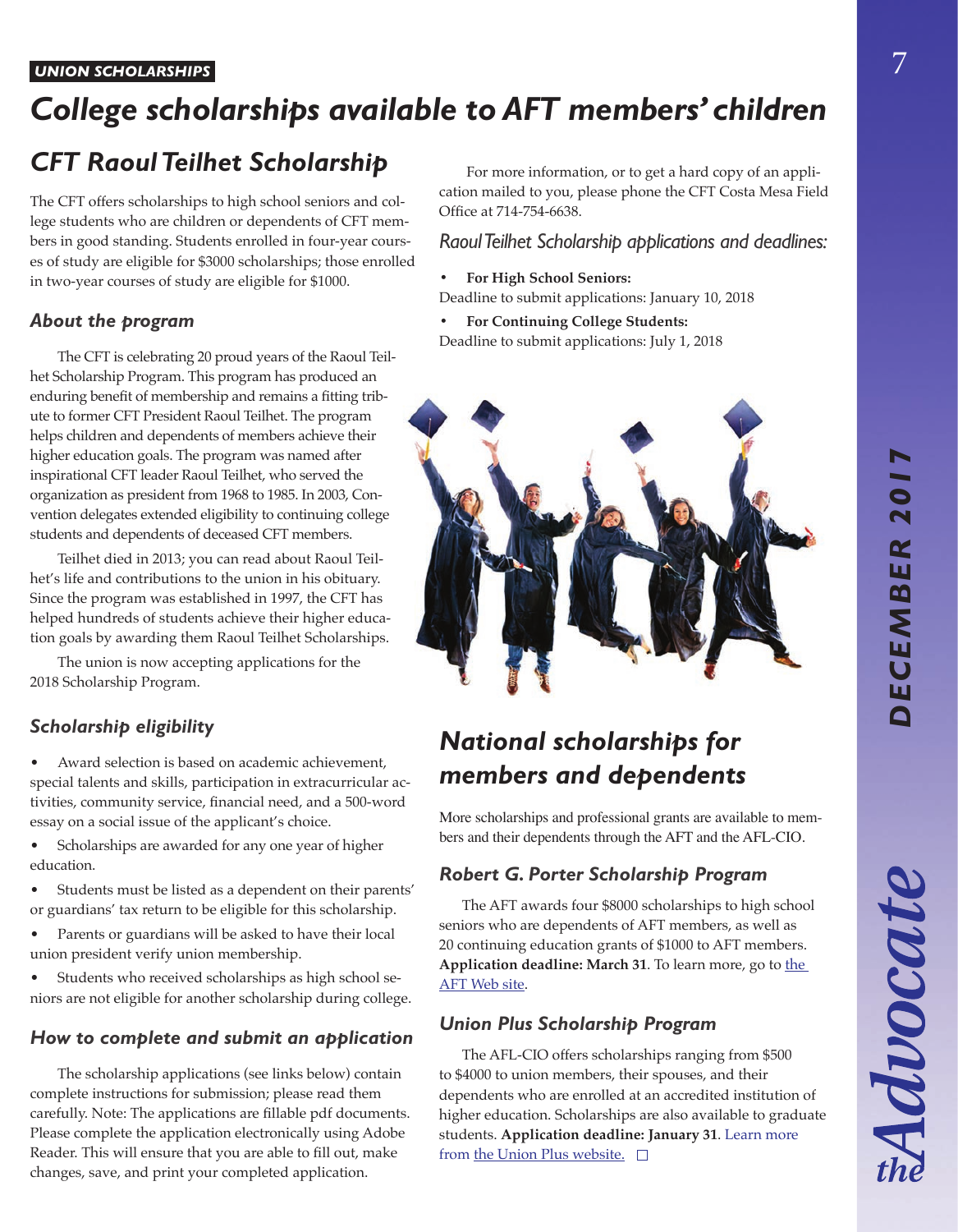UNION SCHOLARSHIPS

# College scholarships available to AFT members' children

## CFT Raoul Teilhet Scholarship

The CFT offers scholarships to high school seniors and college students who are children or dependents of CFT members in good standing. Students enrolled in four-year courses of study are eligible for $3000 scholarships; those enrolled in two-year courses of study are eligible for $1000.

### About the program

The CFT is celebrating 20 proud years of the Raoul Teilhet Scholarship Program. This program has produced an enduring benefit of membership and remains a fitting tribute to former CFT President Raoul Teilhet. The program helps children and dependents of members achieve their higher education goals. The program was named after inspirational CFT leader Raoul Teilhet, who served the organization as president from 1968 to 1985. In 2003, Convention delegates extended eligibility to continuing college students and dependents of deceased CFT members.

Teilhet died in 2013; you can read about Raoul Teilhet's life and contributions to the union in his obituary. Since the program was established in 1997, the CFT has helped hundreds of students achieve their higher education goals by awarding them Raoul Teilhet Scholarships.

The union is now accepting applications for the 2018 Scholarship Program.

### Scholarship eligibility

- Award selection is based on academic achievement, special talents and skills, participation in extracurricular activities, community service, financial need, and a 500-word essay on a social issue of the applicant's choice.
- Scholarships are awarded for any one year of higher education.
- Students must be listed as a dependent on their parents' or guardians' tax return to be eligible for this scholarship.
- Parents or guardians will be asked to have their local union president verify union membership.
- Students who received scholarships as high school seniors are not eligible for another scholarship during college.

### How to complete and submit an application

The scholarship applications (see links below) contain complete instructions for submission; please read them carefully. Note: The applications are fillable pdf documents. Please complete the application electronically using Adobe Reader. This will ensure that you are able to fill out, make changes, save, and print your completed application.

For more information, or to get a hard copy of an application mailed to you, please phone the CFT Costa Mesa Field Office at 714-754-6638.

### Raoul Teilhet Scholarship applications and deadlines:

- **For High School Seniors:**
Deadline to submit applications: January 10, 2018
- **For Continuing College Students:**
Deadline to submit applications: July 1, 2018

## National scholarships for members and dependents

More scholarships and professional grants are available to members and their dependents through the AFT and the AFL-CIO.

### Robert G. Porter Scholarship Program

The AFT awards four $8000 scholarships to high school seniors who are dependents of AFT members, as well as 20 continuing education grants of $1000 to AFT members. **Application deadline: March 31**. To learn more, go to the AFT Web site.

### Union Plus Scholarship Program

The AFL-CIO offers scholarships ranging from $500 to $4000 to union members, their spouses, and their dependents who are enrolled at an accredited institution of higher education. Scholarships are also available to graduate students. **Application deadline: January 31**. Learn more from the Union Plus website.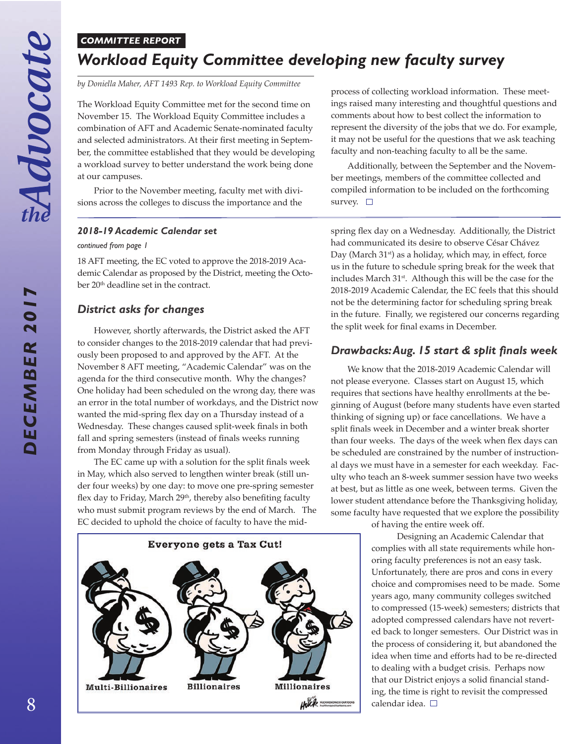COMMITTEE REPORT

## Workload Equity Committee developing new faculty survey

*by Doniella Maher, AFT 1493 Rep. to Workload Equity Committee*

The Workload Equity Committee met for the second time on November 15. The Workload Equity Committee includes a combination of AFT and Academic Senate-nominated faculty and selected administrators. At their first meeting in September, the committee established that they would be developing a workload survey to better understand the work being done at our campuses.

Prior to the November meeting, faculty met with divisions across the colleges to discuss the importance and the process of collecting workload information. These meetings raised many interesting and thoughtful questions and comments about how to best collect the information to represent the diversity of the jobs that we do. For example, it may not be useful for the questions that we ask teaching faculty and non-teaching faculty to all be the same.

Additionally, between the September and the November meetings, members of the committee collected and compiled information to be included on the forthcoming survey. □

### 2018-19 Academic Calendar set

*continued from page 1*

18 AFT meeting, the EC voted to approve the 2018-2019 Academic Calendar as proposed by the District, meeting the October 20th deadline set in the contract.

### District asks for changes

However, shortly afterwards, the District asked the AFT to consider changes to the 2018-2019 calendar that had previously been proposed to and approved by the AFT. At the November 8 AFT meeting, "Academic Calendar" was on the agenda for the third consecutive month. Why the changes? One holiday had been scheduled on the wrong day, there was an error in the total number of workdays, and the District now wanted the mid-spring flex day on a Thursday instead of a Wednesday. These changes caused split-week finals in both fall and spring semesters (instead of finals weeks running from Monday through Friday as usual).

The EC came up with a solution for the split finals week in May, which also served to lengthen winter break (still under four weeks) by one day: to move one pre-spring semester flex day to Friday, March 29th, thereby also benefiting faculty who must submit program reviews by the end of March. The EC decided to uphold the choice of faculty to have the mid-spring flex day on a Wednesday. Additionally, the District had communicated its desire to observe César Chávez Day (March 31st) as a holiday, which may, in effect, force us in the future to schedule spring break for the week that includes March 31st. Although this will be the case for the 2018-2019 Academic Calendar, the EC feels that this should not be the determining factor for scheduling spring break in the future. Finally, we registered our concerns regarding the split week for final exams in December.

### Drawbacks: Aug. 15 start & split finals week

We know that the 2018-2019 Academic Calendar will not please everyone. Classes start on August 15, which requires that sections have healthy enrollments at the beginning of August (before many students have even started thinking of signing up) or face cancellations. We have a split finals week in December and a winter break shorter than four weeks. The days of the week when flex days can be scheduled are constrained by the number of instructional days we must have in a semester for each weekday. Faculty who teach an 8-week summer session have two weeks at best, but as little as one week, between terms. Given the lower student attendance before the Thanksgiving holiday, some faculty have requested that we explore the possibility of having the entire week off.

Designing an Academic Calendar that complies with all state requirements while honoring faculty preferences is not an easy task. Unfortunately, there are pros and cons in every choice and compromises need to be made. Some years ago, many community colleges switched to compressed (15-week) semesters; districts that adopted compressed calendars have not reverted back to longer semesters. Our District was in the process of considering it, but abandoned the idea when time and efforts had to be re-directed to dealing with a budget crisis. Perhaps now that our District enjoys a solid financial standing, the time is right to revisit the compressed calendar idea. □

Everyone gets a Tax Cut!

Multi-Billionaires

Billionaires

Millionaires